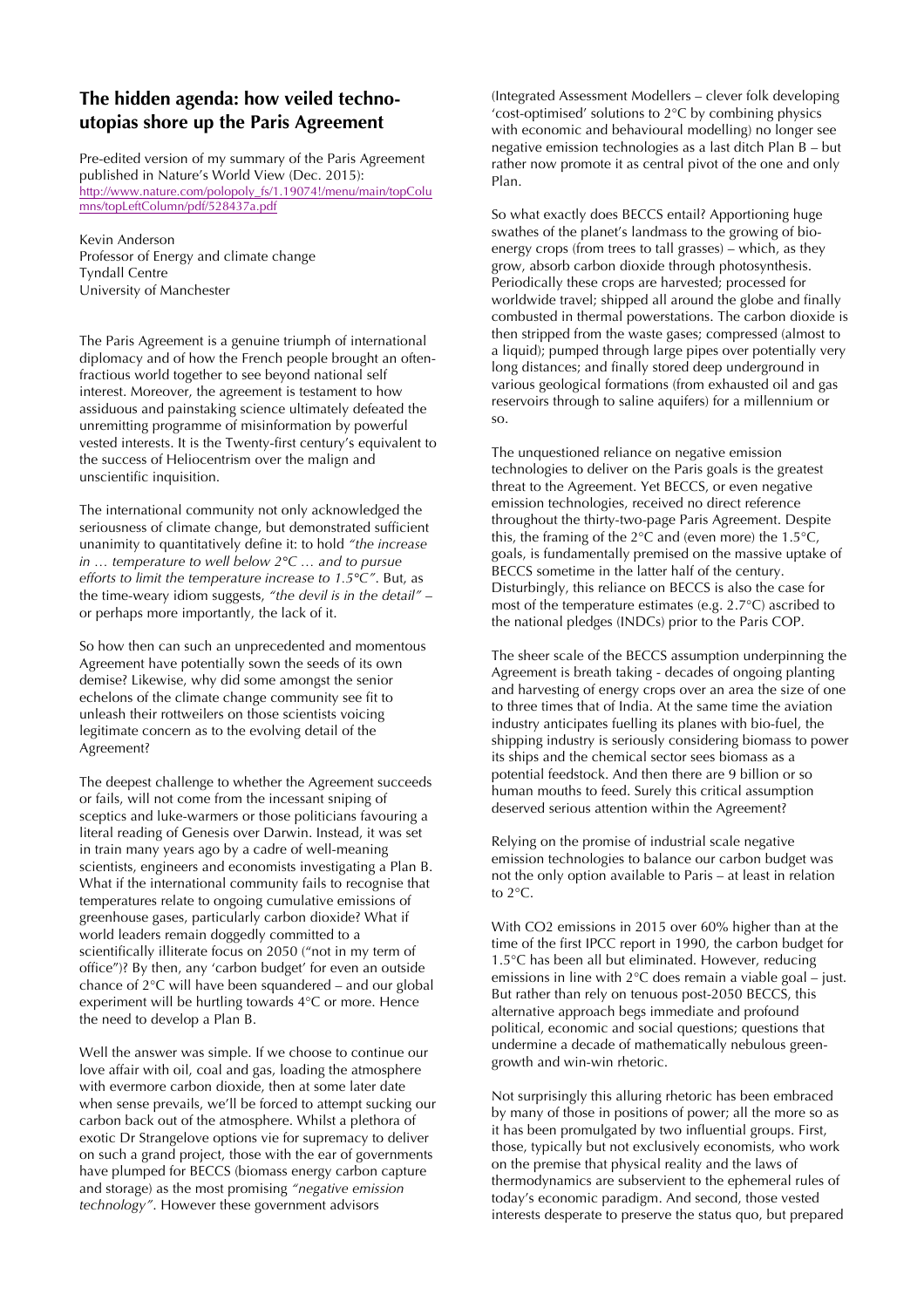## The hidden agenda: how veiled techno-utopias shore up the Paris Agreement

Pre-edited version of my summary of the Paris Agreement published in Nature's World View (Dec. 2015): http://www.nature.com/polopoly_fs/1.19074!/menu/main/topColumns/topLeftColumn/pdf/528437a.pdf

Kevin Anderson
Professor of Energy and climate change
Tyndall Centre
University of Manchester

The Paris Agreement is a genuine triumph of international diplomacy and of how the French people brought an often-fractious world together to see beyond national self interest. Moreover, the agreement is testament to how assiduous and painstaking science ultimately defeated the unremitting programme of misinformation by powerful vested interests. It is the Twenty-first century's equivalent to the success of Heliocentrism over the malign and unscientific inquisition.

The international community not only acknowledged the seriousness of climate change, but demonstrated sufficient unanimity to quantitatively define it: to hold *"the increase in … temperature to well below 2°C … and to pursue efforts to limit the temperature increase to 1.5°C"*. But, as the time-weary idiom suggests, *"the devil is in the detail"* – or perhaps more importantly, the lack of it.

So how then can such an unprecedented and momentous Agreement have potentially sown the seeds of its own demise? Likewise, why did some amongst the senior echelons of the climate change community see fit to unleash their rottweilers on those scientists voicing legitimate concern as to the evolving detail of the Agreement?

The deepest challenge to whether the Agreement succeeds or fails, will not come from the incessant sniping of sceptics and luke-warmers or those politicians favouring a literal reading of Genesis over Darwin. Instead, it was set in train many years ago by a cadre of well-meaning scientists, engineers and economists investigating a Plan B. What if the international community fails to recognise that temperatures relate to ongoing cumulative emissions of greenhouse gases, particularly carbon dioxide? What if world leaders remain doggedly committed to a scientifically illiterate focus on 2050 ("not in my term of office")? By then, any 'carbon budget' for even an outside chance of 2°C will have been squandered – and our global experiment will be hurtling towards 4°C or more. Hence the need to develop a Plan B.

Well the answer was simple. If we choose to continue our love affair with oil, coal and gas, loading the atmosphere with evermore carbon dioxide, then at some later date when sense prevails, we'll be forced to attempt sucking our carbon back out of the atmosphere. Whilst a plethora of exotic Dr Strangelove options vie for supremacy to deliver on such a grand project, those with the ear of governments have plumped for BECCS (biomass energy carbon capture and storage) as the most promising *"negative emission technology"*. However these government advisors (Integrated Assessment Modellers – clever folk developing 'cost-optimised' solutions to 2°C by combining physics with economic and behavioural modelling) no longer see negative emission technologies as a last ditch Plan B – but rather now promote it as central pivot of the one and only Plan.

So what exactly does BECCS entail? Apportioning huge swathes of the planet's landmass to the growing of bio-energy crops (from trees to tall grasses) – which, as they grow, absorb carbon dioxide through photosynthesis. Periodically these crops are harvested; processed for worldwide travel; shipped all around the globe and finally combusted in thermal powerstations. The carbon dioxide is then stripped from the waste gases; compressed (almost to a liquid); pumped through large pipes over potentially very long distances; and finally stored deep underground in various geological formations (from exhausted oil and gas reservoirs through to saline aquifers) for a millennium or so.

The unquestioned reliance on negative emission technologies to deliver on the Paris goals is the greatest threat to the Agreement. Yet BECCS, or even negative emission technologies, received no direct reference throughout the thirty-two-page Paris Agreement. Despite this, the framing of the 2°C and (even more) the 1.5°C, goals, is fundamentally premised on the massive uptake of BECCS sometime in the latter half of the century. Disturbingly, this reliance on BECCS is also the case for most of the temperature estimates (e.g. 2.7°C) ascribed to the national pledges (INDCs) prior to the Paris COP.

The sheer scale of the BECCS assumption underpinning the Agreement is breath taking - decades of ongoing planting and harvesting of energy crops over an area the size of one to three times that of India. At the same time the aviation industry anticipates fuelling its planes with bio-fuel, the shipping industry is seriously considering biomass to power its ships and the chemical sector sees biomass as a potential feedstock. And then there are 9 billion or so human mouths to feed. Surely this critical assumption deserved serious attention within the Agreement?

Relying on the promise of industrial scale negative emission technologies to balance our carbon budget was not the only option available to Paris – at least in relation to 2°C.

With $CO_2$ emissions in 2015 over 60% higher than at the time of the first IPCC report in 1990, the carbon budget for 1.5°C has been all but eliminated. However, reducing emissions in line with 2°C does remain a viable goal – just. But rather than rely on tenuous post-2050 BECCS, this alternative approach begs immediate and profound political, economic and social questions; questions that undermine a decade of mathematically nebulous green-growth and win-win rhetoric.

Not surprisingly this alluring rhetoric has been embraced by many of those in positions of power; all the more so as it has been promulgated by two influential groups. First, those, typically but not exclusively economists, who work on the premise that physical reality and the laws of thermodynamics are subservient to the ephemeral rules of today's economic paradigm. And second, those vested interests desperate to preserve the status quo, but prepared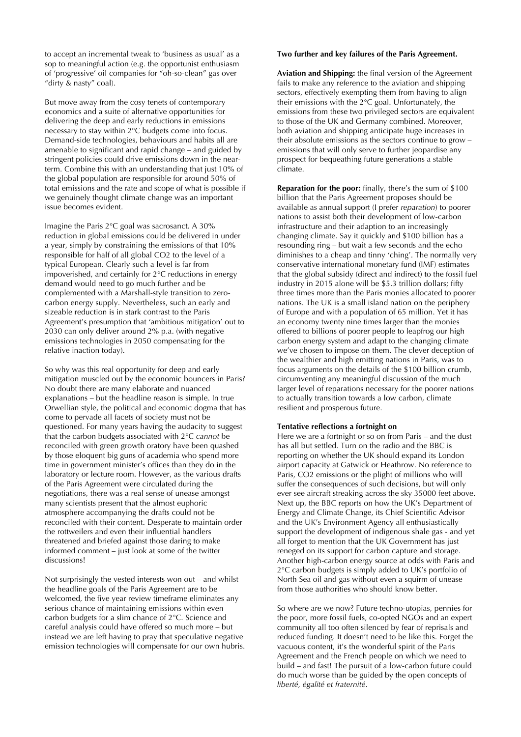to accept an incremental tweak to 'business as usual' as a sop to meaningful action (e.g. the opportunist enthusiasm of 'progressive' oil companies for "oh-so-clean" gas over "dirty & nasty" coal).

But move away from the cosy tenets of contemporary economics and a suite of alternative opportunities for delivering the deep and early reductions in emissions necessary to stay within 2°C budgets come into focus. Demand-side technologies, behaviours and habits all are amenable to significant and rapid change – and guided by stringent policies could drive emissions down in the near-term. Combine this with an understanding that just 10% of the global population are responsible for around 50% of total emissions and the rate and scope of what is possible if we genuinely thought climate change was an important issue becomes evident.

Imagine the Paris 2°C goal was sacrosanct. A 30% reduction in global emissions could be delivered in under a year, simply by constraining the emissions of that 10% responsible for half of all global $CO_2$ to the level of a typical European. Clearly such a level is far from impoverished, and certainly for 2°C reductions in energy demand would need to go much further and be complemented with a Marshall-style transition to zero-carbon energy supply. Nevertheless, such an early and sizeable reduction is in stark contrast to the Paris Agreement's presumption that 'ambitious mitigation' out to 2030 can only deliver around 2% p.a. (with negative emissions technologies in 2050 compensating for the relative inaction today).

So why was this real opportunity for deep and early mitigation muscled out by the economic bouncers in Paris? No doubt there are many elaborate and nuanced explanations – but the headline reason is simple. In true Orwellian style, the political and economic dogma that has come to pervade all facets of society must not be questioned. For many years having the audacity to suggest that the carbon budgets associated with 2°C *cannot* be reconciled with green growth oratory have been quashed by those eloquent big guns of academia who spend more time in government minister's offices than they do in the laboratory or lecture room. However, as the various drafts of the Paris Agreement were circulated during the negotiations, there was a real sense of unease amongst many scientists present that the almost euphoric atmosphere accompanying the drafts could not be reconciled with their content. Desperate to maintain order the rottweilers and even their influential handlers threatened and briefed against those daring to make informed comment – just look at some of the twitter discussions!

Not surprisingly the vested interests won out – and whilst the headline goals of the Paris Agreement are to be welcomed, the five year review timeframe eliminates any serious chance of maintaining emissions within even carbon budgets for a slim chance of 2°C. Science and careful analysis could have offered so much more – but instead we are left having to pray that speculative negative emission technologies will compensate for our own hubris.

**Two further and key failures of the Paris Agreement.**

**Aviation and Shipping:** the final version of the Agreement fails to make any reference to the aviation and shipping sectors, effectively exempting them from having to align their emissions with the 2°C goal. Unfortunately, the emissions from these two privileged sectors are equivalent to those of the UK and Germany combined. Moreover, both aviation and shipping anticipate huge increases in their absolute emissions as the sectors continue to grow – emissions that will only serve to further jeopardise any prospect for bequeathing future generations a stable climate.

**Reparation for the poor:** finally, there's the sum of $100 billion that the Paris Agreement proposes should be available as annual support (I prefer *reparation*) to poorer nations to assist both their development of low-carbon infrastructure and their adaption to an increasingly changing climate. Say it quickly and $100 billion has a resounding ring – but wait a few seconds and the echo diminishes to a cheap and tinny 'ching'. The normally very conservative international monetary fund (IMF) estimates that the global subsidy (direct and indirect) to the fossil fuel industry in 2015 alone will be $5.3 trillion dollars; fifty three times more than the Paris monies allocated to poorer nations. The UK is a small island nation on the periphery of Europe and with a population of 65 million. Yet it has an economy twenty nine times larger than the monies offered to billions of poorer people to leapfrog our high carbon energy system and adapt to the changing climate we've chosen to impose on them. The clever deception of the wealthier and high emitting nations in Paris, was to focus arguments on the details of the $100 billion crumb, circumventing any meaningful discussion of the much larger level of reparations necessary for the poorer nations to actually transition towards a low carbon, climate resilient and prosperous future.

**Tentative reflections a fortnight on**

Here we are a fortnight or so on from Paris – and the dust has all but settled. Turn on the radio and the BBC is reporting on whether the UK should expand its London airport capacity at Gatwick or Heathrow. No reference to Paris, $CO_2$ emissions or the plight of millions who will suffer the consequences of such decisions, but will only ever see aircraft streaking across the sky 35000 feet above. Next up, the BBC reports on how the UK's Department of Energy and Climate Change, its Chief Scientific Advisor and the UK's Environment Agency all enthusiastically support the development of indigenous shale gas - and yet all forget to mention that the UK Government has just reneged on its support for carbon capture and storage. Another high-carbon energy source at odds with Paris and 2°C carbon budgets is simply added to UK's portfolio of North Sea oil and gas without even a squirm of unease from those authorities who should know better.

So where are we now? Future techno-utopias, pennies for the poor, more fossil fuels, co-opted NGOs and an expert community all too often silenced by fear of reprisals and reduced funding. It doesn't need to be like this. Forget the vacuous content, it's the wonderful spirit of the Paris Agreement and the French people on which we need to build – and fast! The pursuit of a low-carbon future could do much worse than be guided by the open concepts of *liberté, égalité et fraternité*.